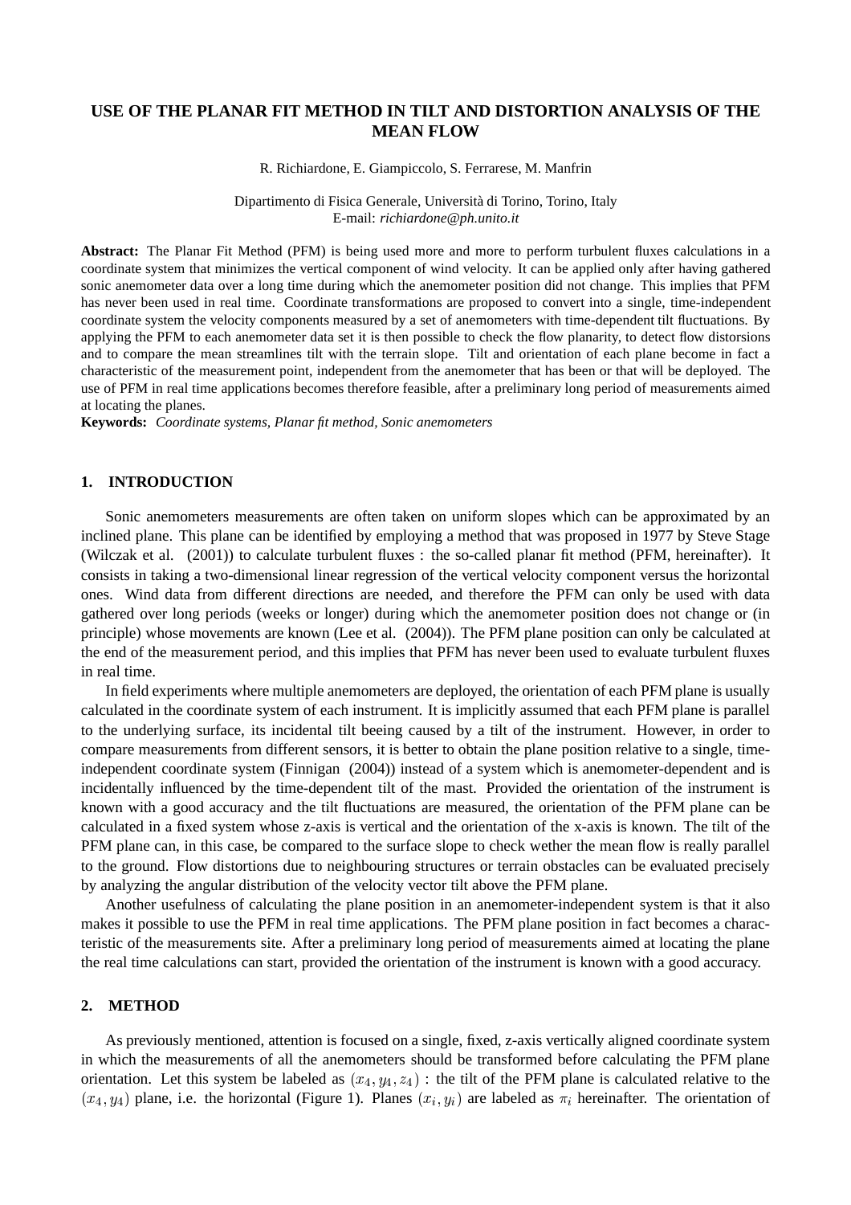# USE OF THE PLANAR FIT METHOD IN TILT AND DISTORTION ANALYSIS OF THE MEAN FLOW

R. Richiardone, E. Giampiccolo, S. Ferrarese, M. Manfrin

Dipartimento di Fisica Generale, Università di Torino, Torino, Italy
E-mail: *richiardone@ph.unito.it*

**Abstract:** The Planar Fit Method (PFM) is being used more and more to perform turbulent fluxes calculations in a coordinate system that minimizes the vertical component of wind velocity. It can be applied only after having gathered sonic anemometer data over a long time during which the anemometer position did not change. This implies that PFM has never been used in real time. Coordinate transformations are proposed to convert into a single, time-independent coordinate system the velocity components measured by a set of anemometers with time-dependent tilt fluctuations. By applying the PFM to each anemometer data set it is then possible to check the flow planarity, to detect flow distorsions and to compare the mean streamlines tilt with the terrain slope. Tilt and orientation of each plane become in fact a characteristic of the measurement point, independent from the anemometer that has been or that will be deployed. The use of PFM in real time applications becomes therefore feasible, after a preliminary long period of measurements aimed at locating the planes.

**Keywords:** *Coordinate systems, Planar fit method, Sonic anemometers*

## 1. INTRODUCTION

Sonic anemometers measurements are often taken on uniform slopes which can be approximated by an inclined plane. This plane can be identified by employing a method that was proposed in 1977 by Steve Stage (Wilczak et al. (2001)) to calculate turbulent fluxes : the so-called planar fit method (PFM, hereinafter). It consists in taking a two-dimensional linear regression of the vertical velocity component versus the horizontal ones. Wind data from different directions are needed, and therefore the PFM can only be used with data gathered over long periods (weeks or longer) during which the anemometer position does not change or (in principle) whose movements are known (Lee et al. (2004)). The PFM plane position can only be calculated at the end of the measurement period, and this implies that PFM has never been used to evaluate turbulent fluxes in real time.

In field experiments where multiple anemometers are deployed, the orientation of each PFM plane is usually calculated in the coordinate system of each instrument. It is implicitly assumed that each PFM plane is parallel to the underlying surface, its incidental tilt beeing caused by a tilt of the instrument. However, in order to compare measurements from different sensors, it is better to obtain the plane position relative to a single, time-independent coordinate system (Finnigan (2004)) instead of a system which is anemometer-dependent and is incidentally influenced by the time-dependent tilt of the mast. Provided the orientation of the instrument is known with a good accuracy and the tilt fluctuations are measured, the orientation of the PFM plane can be calculated in a fixed system whose z-axis is vertical and the orientation of the x-axis is known. The tilt of the PFM plane can, in this case, be compared to the surface slope to check wether the mean flow is really parallel to the ground. Flow distortions due to neighbouring structures or terrain obstacles can be evaluated precisely by analyzing the angular distribution of the velocity vector tilt above the PFM plane.

Another usefulness of calculating the plane position in an anemometer-independent system is that it also makes it possible to use the PFM in real time applications. The PFM plane position in fact becomes a characteristic of the measurements site. After a preliminary long period of measurements aimed at locating the plane the real time calculations can start, provided the orientation of the instrument is known with a good accuracy.

## 2. METHOD

As previously mentioned, attention is focused on a single, fixed, z-axis vertically aligned coordinate system in which the measurements of all the anemometers should be transformed before calculating the PFM plane orientation. Let this system be labeled as $(x_4, y_4, z_4)$ : the tilt of the PFM plane is calculated relative to the $(x_4, y_4)$ plane, i.e. the horizontal (Figure 1). Planes $(x_i, y_i)$ are labeled as $\pi_i$ hereinafter. The orientation of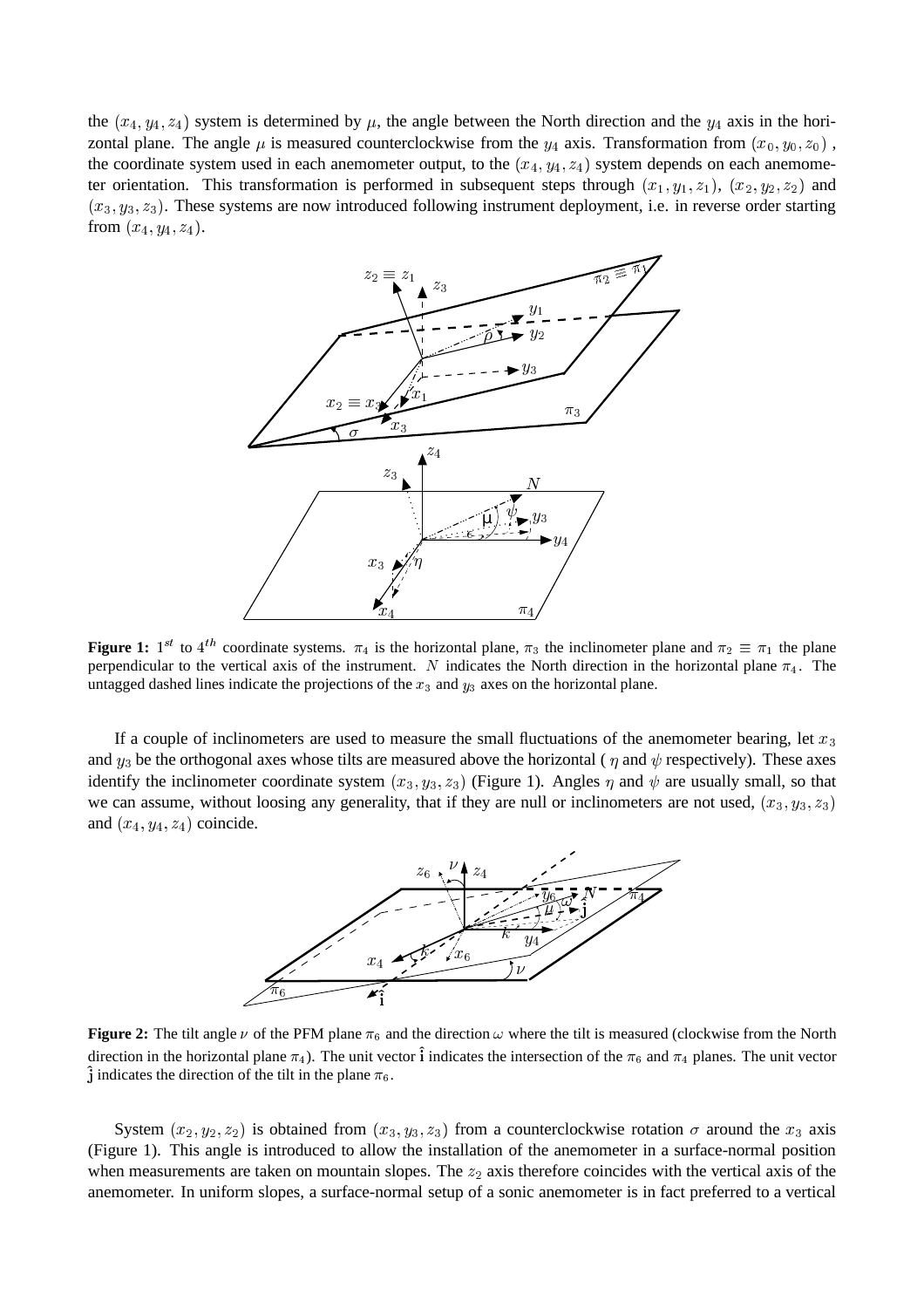the $(x_4, y_4, z_4)$ system is determined by $\mu$, the angle between the North direction and the $y_4$ axis in the horizontal plane. The angle $\mu$ is measured counterclockwise from the $y_4$ axis. Transformation from $(x_0, y_0, z_0)$, the coordinate system used in each anemometer output, to the $(x_4, y_4, z_4)$ system depends on each anemometer orientation. This transformation is performed in subsequent steps through $(x_1, y_1, z_1)$, $(x_2, y_2, z_2)$ and $(x_3, y_3, z_3)$. These systems are now introduced following instrument deployment, i.e. in reverse order starting from $(x_4, y_4, z_4)$.

**Figure 1:** $1^{st}$ to $4^{th}$ coordinate systems. $\pi_4$ is the horizontal plane, $\pi_3$ the inclinometer plane and $\pi_2 \equiv \pi_1$ the plane perpendicular to the vertical axis of the instrument. $N$ indicates the North direction in the horizontal plane $\pi_4$. The untagged dashed lines indicate the projections of the $x_3$ and $y_3$ axes on the horizontal plane.

If a couple of inclinometers are used to measure the small fluctuations of the anemometer bearing, let $x_3$ and $y_3$ be the orthogonal axes whose tilts are measured above the horizontal ( $\eta$ and $\psi$ respectively). These axes identify the inclinometer coordinate system $(x_3, y_3, z_3)$ (Figure 1). Angles $\eta$ and $\psi$ are usually small, so that we can assume, without loosing any generality, that if they are null or inclinometers are not used, $(x_3, y_3, z_3)$ and $(x_4, y_4, z_4)$ coincide.

**Figure 2:** The tilt angle $\nu$ of the PFM plane $\pi_6$ and the direction $\omega$ where the tilt is measured (clockwise from the North direction in the horizontal plane $\pi_4$). The unit vector $\hat{\mathbf{i}}$ indicates the intersection of the $\pi_6$ and $\pi_4$ planes. The unit vector $\hat{\mathbf{j}}$ indicates the direction of the tilt in the plane $\pi_6$.

System $(x_2, y_2, z_2)$ is obtained from $(x_3, y_3, z_3)$ from a counterclockwise rotation $\sigma$ around the $x_3$ axis (Figure 1). This angle is introduced to allow the installation of the anemometer in a surface-normal position when measurements are taken on mountain slopes. The $z_2$ axis therefore coincides with the vertical axis of the anemometer. In uniform slopes, a surface-normal setup of a sonic anemometer is in fact preferred to a vertical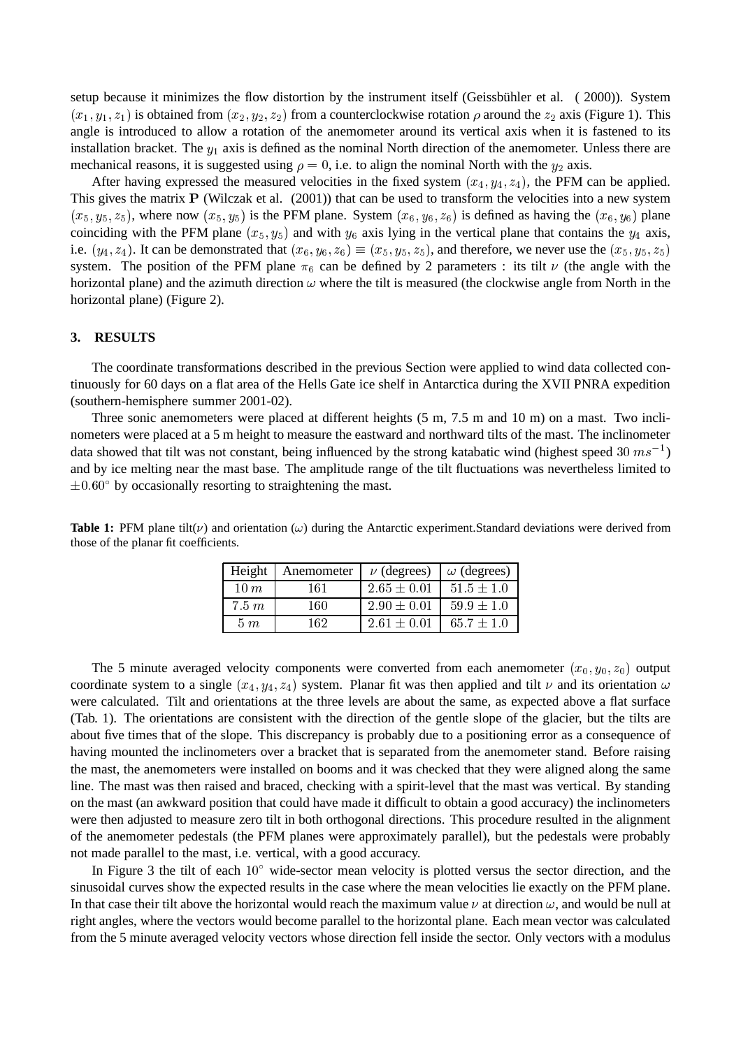setup because it minimizes the flow distortion by the instrument itself (Geissbühler et al. ( 2000)). System $(x_1, y_1, z_1)$ is obtained from $(x_2, y_2, z_2)$ from a counterclockwise rotation $\rho$ around the $z_2$ axis (Figure 1). This angle is introduced to allow a rotation of the anemometer around its vertical axis when it is fastened to its installation bracket. The $y_1$ axis is defined as the nominal North direction of the anemometer. Unless there are mechanical reasons, it is suggested using $\rho = 0$, i.e. to align the nominal North with the $y_2$ axis.

After having expressed the measured velocities in the fixed system $(x_4, y_4, z_4)$, the PFM can be applied. This gives the matrix $\mathbf{P}$ (Wilczak et al. (2001)) that can be used to transform the velocities into a new system $(x_5, y_5, z_5)$, where now $(x_5, y_5)$ is the PFM plane. System $(x_6, y_6, z_6)$ is defined as having the $(x_6, y_6)$ plane coinciding with the PFM plane $(x_5, y_5)$ and with $y_6$ axis lying in the vertical plane that contains the $y_4$ axis, i.e. $(y_4, z_4)$. It can be demonstrated that $(x_6, y_6, z_6) \equiv (x_5, y_5, z_5)$, and therefore, we never use the $(x_5, y_5, z_5)$ system. The position of the PFM plane $\pi_6$ can be defined by 2 parameters : its tilt $\nu$ (the angle with the horizontal plane) and the azimuth direction $\omega$ where the tilt is measured (the clockwise angle from North in the horizontal plane) (Figure 2).

## 3. RESULTS

The coordinate transformations described in the previous Section were applied to wind data collected continuously for 60 days on a flat area of the Hells Gate ice shelf in Antarctica during the XVII PNRA expedition (southern-hemisphere summer 2001-02).

Three sonic anemometers were placed at different heights (5 m, 7.5 m and 10 m) on a mast. Two inclinometers were placed at a 5 m height to measure the eastward and northward tilts of the mast. The inclinometer data showed that tilt was not constant, being influenced by the strong katabatic wind (highest speed 30 $ms^{-1}$) and by ice melting near the mast base. The amplitude range of the tilt fluctuations was nevertheless limited to $\pm 0.60^{\circ}$ by occasionally resorting to straightening the mast.

**Table 1:** PFM plane tilt($\nu$) and orientation ($\omega$) during the Antarctic experiment.Standard deviations were derived from those of the planar fit coefficients.

| Height | Anemometer | $\nu$ (degrees) | $\omega$ (degrees) |
|---|---|---|---|
| $10\,m$ | 161 | $2.65 \pm 0.01$ | $51.5 \pm 1.0$ |
| $7.5\,m$ | 160 | $2.90 \pm 0.01$ | $59.9 \pm 1.0$ |
| $5\,m$ | 162 | $2.61 \pm 0.01$ | $65.7 \pm 1.0$ |

The 5 minute averaged velocity components were converted from each anemometer $(x_0, y_0, z_0)$ output coordinate system to a single $(x_4, y_4, z_4)$ system. Planar fit was then applied and tilt $\nu$ and its orientation $\omega$ were calculated. Tilt and orientations at the three levels are about the same, as expected above a flat surface (Tab. 1). The orientations are consistent with the direction of the gentle slope of the glacier, but the tilts are about five times that of the slope. This discrepancy is probably due to a positioning error as a consequence of having mounted the inclinometers over a bracket that is separated from the anemometer stand. Before raising the mast, the anemometers were installed on booms and it was checked that they were aligned along the same line. The mast was then raised and braced, checking with a spirit-level that the mast was vertical. By standing on the mast (an awkward position that could have made it difficult to obtain a good accuracy) the inclinometers were then adjusted to measure zero tilt in both orthogonal directions. This procedure resulted in the alignment of the anemometer pedestals (the PFM planes were approximately parallel), but the pedestals were probably not made parallel to the mast, i.e. vertical, with a good accuracy.

In Figure 3 the tilt of each $10^{\circ}$ wide-sector mean velocity is plotted versus the sector direction, and the sinusoidal curves show the expected results in the case where the mean velocities lie exactly on the PFM plane. In that case their tilt above the horizontal would reach the maximum value $\nu$ at direction $\omega$, and would be null at right angles, where the vectors would become parallel to the horizontal plane. Each mean vector was calculated from the 5 minute averaged velocity vectors whose direction fell inside the sector. Only vectors with a modulus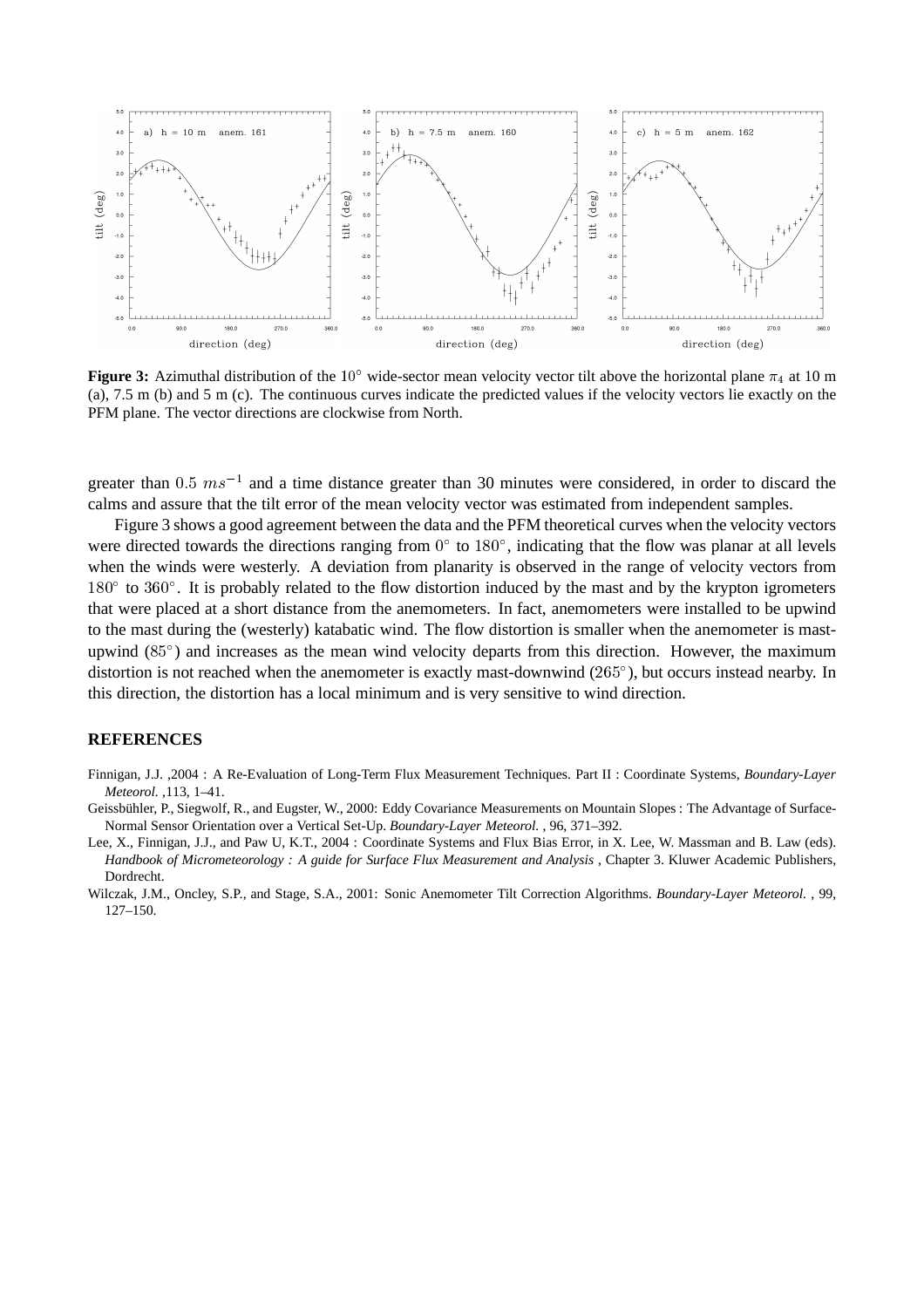a) h = 10 m anem. 161

b) h = 7.5 m anem. 160

c) h = 5 m anem. 162

tilt (deg)

direction (deg)

5.0
4.0
3.0
2.0
1.0
0.0
-1.0
-2.0
-3.0
-4.0
-5.0

0.0 90.0 180.0 270.0 360.0

**Figure 3:** Azimuthal distribution of the $10^{\circ}$ wide-sector mean velocity vector tilt above the horizontal plane $\pi_4$ at 10 m (a), 7.5 m (b) and 5 m (c). The continuous curves indicate the predicted values if the velocity vectors lie exactly on the PFM plane. The vector directions are clockwise from North.

greater than $0.5\ ms^{-1}$ and a time distance greater than 30 minutes were considered, in order to discard the calms and assure that the tilt error of the mean velocity vector was estimated from independent samples.

Figure 3 shows a good agreement between the data and the PFM theoretical curves when the velocity vectors were directed towards the directions ranging from $0^{\circ}$ to $180^{\circ}$, indicating that the flow was planar at all levels when the winds were westerly. A deviation from planarity is observed in the range of velocity vectors from $180^{\circ}$ to $360^{\circ}$. It is probably related to the flow distortion induced by the mast and by the krypton igrometers that were placed at a short distance from the anemometers. In fact, anemometers were installed to be upwind to the mast during the (westerly) katabatic wind. The flow distortion is smaller when the anemometer is mast-upwind ($85^{\circ}$) and increases as the mean wind velocity departs from this direction. However, the maximum distortion is not reached when the anemometer is exactly mast-downwind ($265^{\circ}$), but occurs instead nearby. In this direction, the distortion has a local minimum and is very sensitive to wind direction.

## REFERENCES

Finnigan, J.J. ,2004 : A Re-Evaluation of Long-Term Flux Measurement Techniques. Part II : Coordinate Systems, *Boundary-Layer Meteorol.* ,113, 1–41.

Geissbühler, P., Siegwolf, R., and Eugster, W., 2000: Eddy Covariance Measurements on Mountain Slopes : The Advantage of Surface-Normal Sensor Orientation over a Vertical Set-Up. *Boundary-Layer Meteorol.* , 96, 371–392.

Lee, X., Finnigan, J.J., and Paw U, K.T., 2004 : Coordinate Systems and Flux Bias Error, in X. Lee, W. Massman and B. Law (eds). *Handbook of Micrometeorology : A guide for Surface Flux Measurement and Analysis* , Chapter 3. Kluwer Academic Publishers, Dordrecht.

Wilczak, J.M., Oncley, S.P., and Stage, S.A., 2001: Sonic Anemometer Tilt Correction Algorithms. *Boundary-Layer Meteorol.* , 99, 127–150.